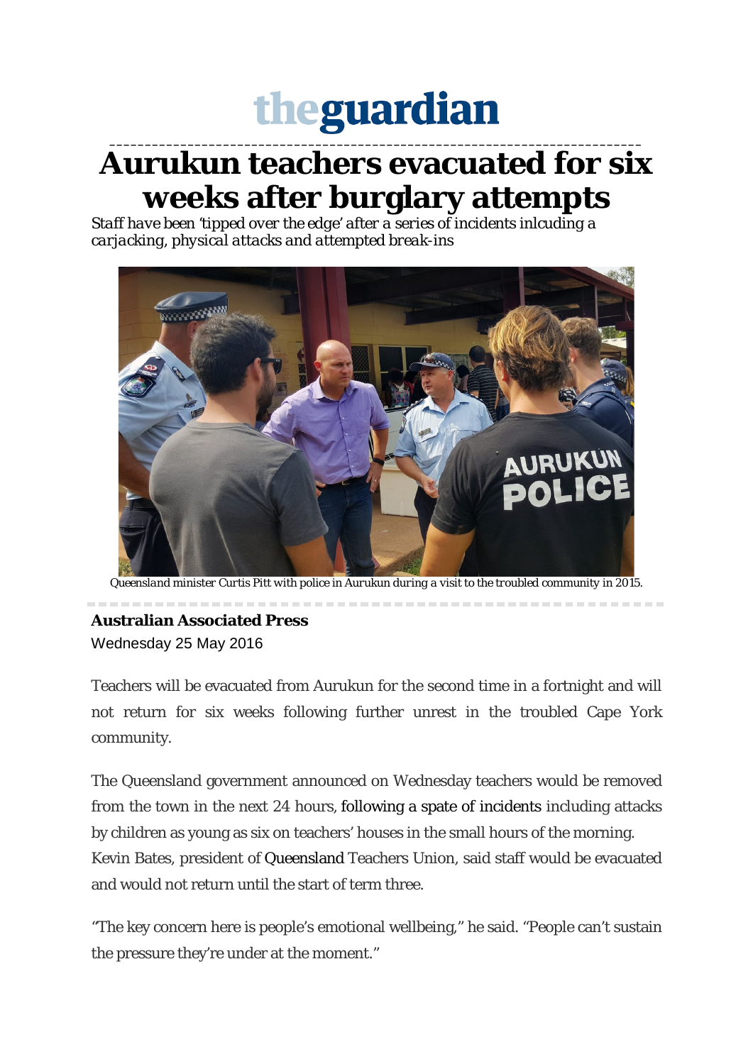# theguardian

## Aurukun teachers evacuated for six weeks after burglary attempts

*Staff have been 'tipped over the edge' after a series of incidents inlcuding a carjacking, physical attacks and attempted break-ins*

*Queensland minister Curtis Pitt with police in Aurukun during a visit to the troubled community in 2015.*

**Australian Associated Press**
Wednesday 25 May 2016

Teachers will be evacuated from Aurukun for the second time in a fortnight and will not return for six weeks following further unrest in the troubled Cape York community.

The Queensland government announced on Wednesday teachers would be removed from the town in the next 24 hours, following a spate of incidents including attacks by children as young as six on teachers' houses in the small hours of the morning. Kevin Bates, president of Queensland Teachers Union, said staff would be evacuated and would not return until the start of term three.

"The key concern here is people's emotional wellbeing," he said. "People can't sustain the pressure they're under at the moment."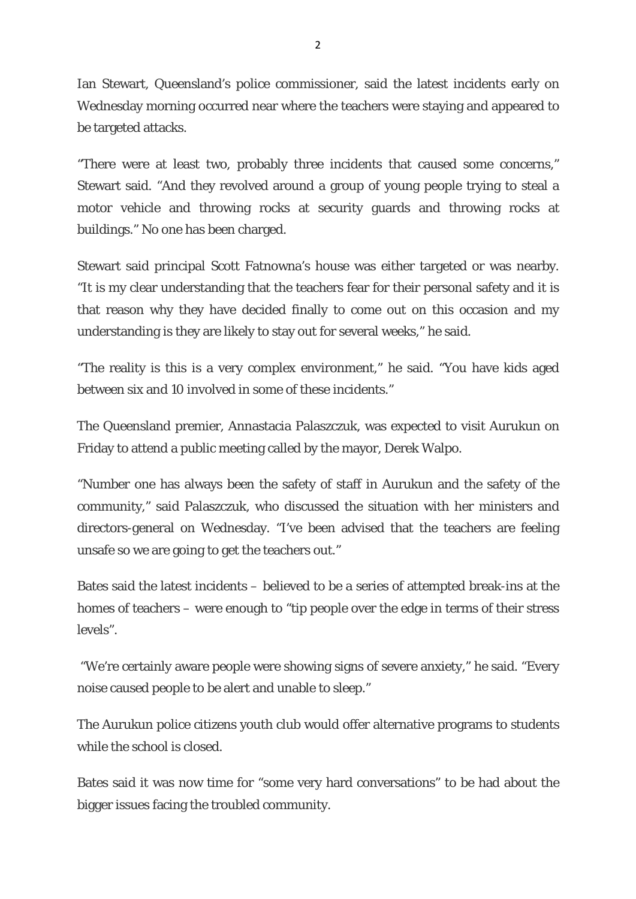Ian Stewart, Queensland's police commissioner, said the latest incidents early on Wednesday morning occurred near where the teachers were staying and appeared to be targeted attacks.

"There were at least two, probably three incidents that caused some concerns," Stewart said. "And they revolved around a group of young people trying to steal a motor vehicle and throwing rocks at security guards and throwing rocks at buildings." No one has been charged.

Stewart said principal Scott Fatnowna's house was either targeted or was nearby. "It is my clear understanding that the teachers fear for their personal safety and it is that reason why they have decided finally to come out on this occasion and my understanding is they are likely to stay out for several weeks," he said.

"The reality is this is a very complex environment," he said. "You have kids aged between six and 10 involved in some of these incidents."

The Queensland premier, Annastacia Palaszczuk, was expected to visit Aurukun on Friday to attend a public meeting called by the mayor, Derek Walpo.

"Number one has always been the safety of staff in Aurukun and the safety of the community," said Palaszczuk, who discussed the situation with her ministers and directors-general on Wednesday. "I've been advised that the teachers are feeling unsafe so we are going to get the teachers out."

Bates said the latest incidents – believed to be a series of attempted break-ins at the homes of teachers – were enough to "tip people over the edge in terms of their stress levels".

"We're certainly aware people were showing signs of severe anxiety," he said. "Every noise caused people to be alert and unable to sleep."

The Aurukun police citizens youth club would offer alternative programs to students while the school is closed.

Bates said it was now time for "some very hard conversations" to be had about the bigger issues facing the troubled community.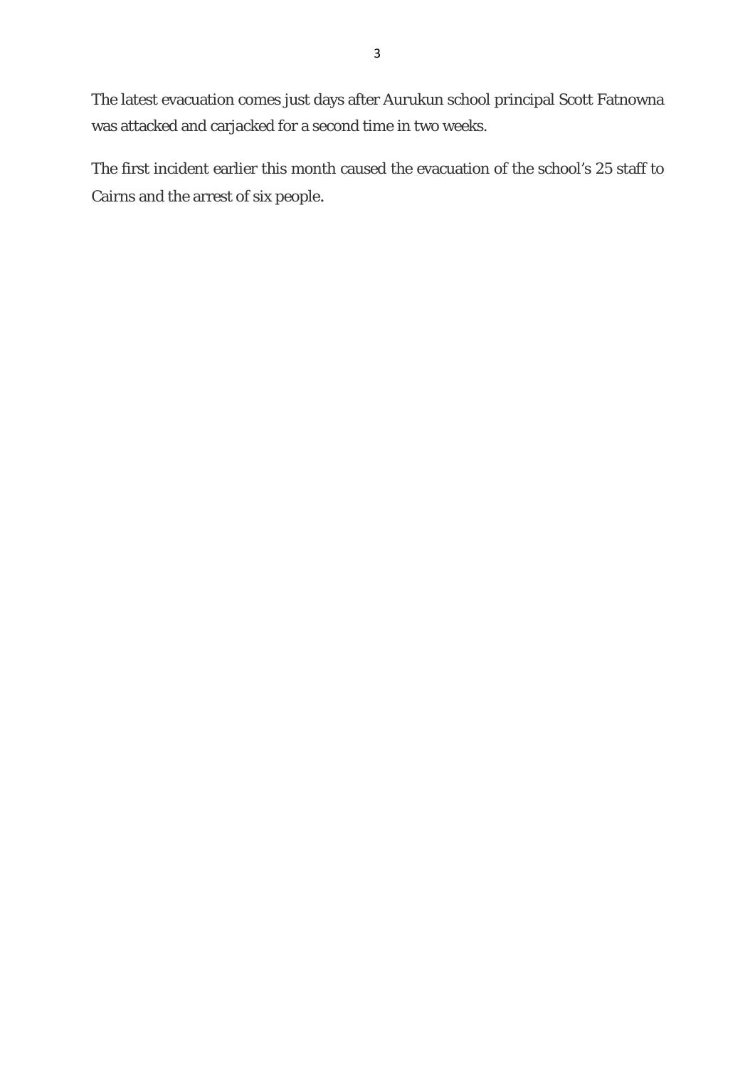The latest evacuation comes just days after Aurukun school principal Scott Fatnowna was attacked and carjacked for a second time in two weeks.

The first incident earlier this month caused the evacuation of the school's 25 staff to Cairns and the arrest of six people.